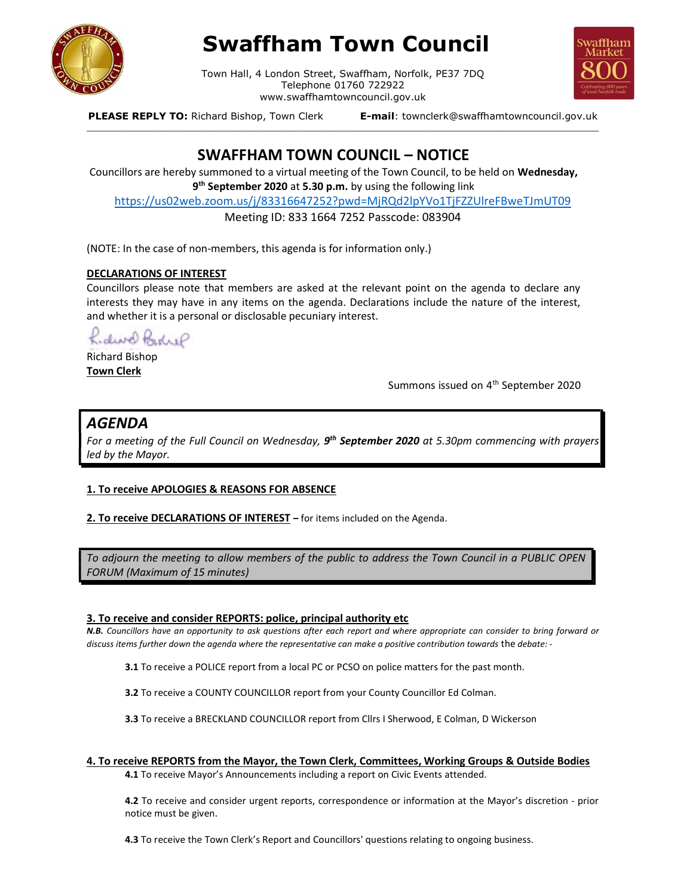# Swaffham Town Council

Town Hall, 4 London Street, Swaffham, Norfolk, PE37 7DQ
Telephone 01760 722922
www.swaffhamtowncouncil.gov.uk

**PLEASE REPLY TO:** Richard Bishop, Town Clerk **E-mail**: townclerk@swaffhamtowncouncil.gov.uk

## SWAFFHAM TOWN COUNCIL – NOTICE

Councillors are hereby summoned to a virtual meeting of the Town Council, to be held on **Wednesday, 9th September 2020** at **5.30 p.m.** by using the following link

https://us02web.zoom.us/j/83316647252?pwd=MjRQd2lpYVo1TjFZZUlreFBweTJmUT09

Meeting ID: 833 1664 7252 Passcode: 083904

(NOTE: In the case of non-members, this agenda is for information only.)

**DECLARATIONS OF INTEREST**

Councillors please note that members are asked at the relevant point on the agenda to declare any interests they may have in any items on the agenda. Declarations include the nature of the interest, and whether it is a personal or disclosable pecuniary interest.

Richard Bishop
**Town Clerk**

Summons issued on 4th September 2020

## *AGENDA*

*For a meeting of the Full Council on Wednesday, **9th September 2020** at 5.30pm commencing with prayers led by the Mayor.*

**1. To receive APOLOGIES & REASONS FOR ABSENCE**

**2. To receive DECLARATIONS OF INTEREST** – for items included on the Agenda.

*To adjourn the meeting to allow members of the public to address the Town Council in a PUBLIC OPEN FORUM (Maximum of 15 minutes)*

**3. To receive and consider REPORTS: police, principal authority etc**

***N.B.*** *Councillors have an opportunity to ask questions after each report and where appropriate can consider to bring forward or discuss items further down the agenda where the representative can make a positive contribution towards* the *debate: -*

**3.1** To receive a POLICE report from a local PC or PCSO on police matters for the past month.

**3.2** To receive a COUNTY COUNCILLOR report from your County Councillor Ed Colman.

**3.3** To receive a BRECKLAND COUNCILLOR report from Cllrs I Sherwood, E Colman, D Wickerson

**4. To receive REPORTS from the Mayor, the Town Clerk, Committees, Working Groups & Outside Bodies**

**4.1** To receive Mayor's Announcements including a report on Civic Events attended.

**4.2** To receive and consider urgent reports, correspondence or information at the Mayor's discretion - prior notice must be given.

**4.3** To receive the Town Clerk's Report and Councillors' questions relating to ongoing business.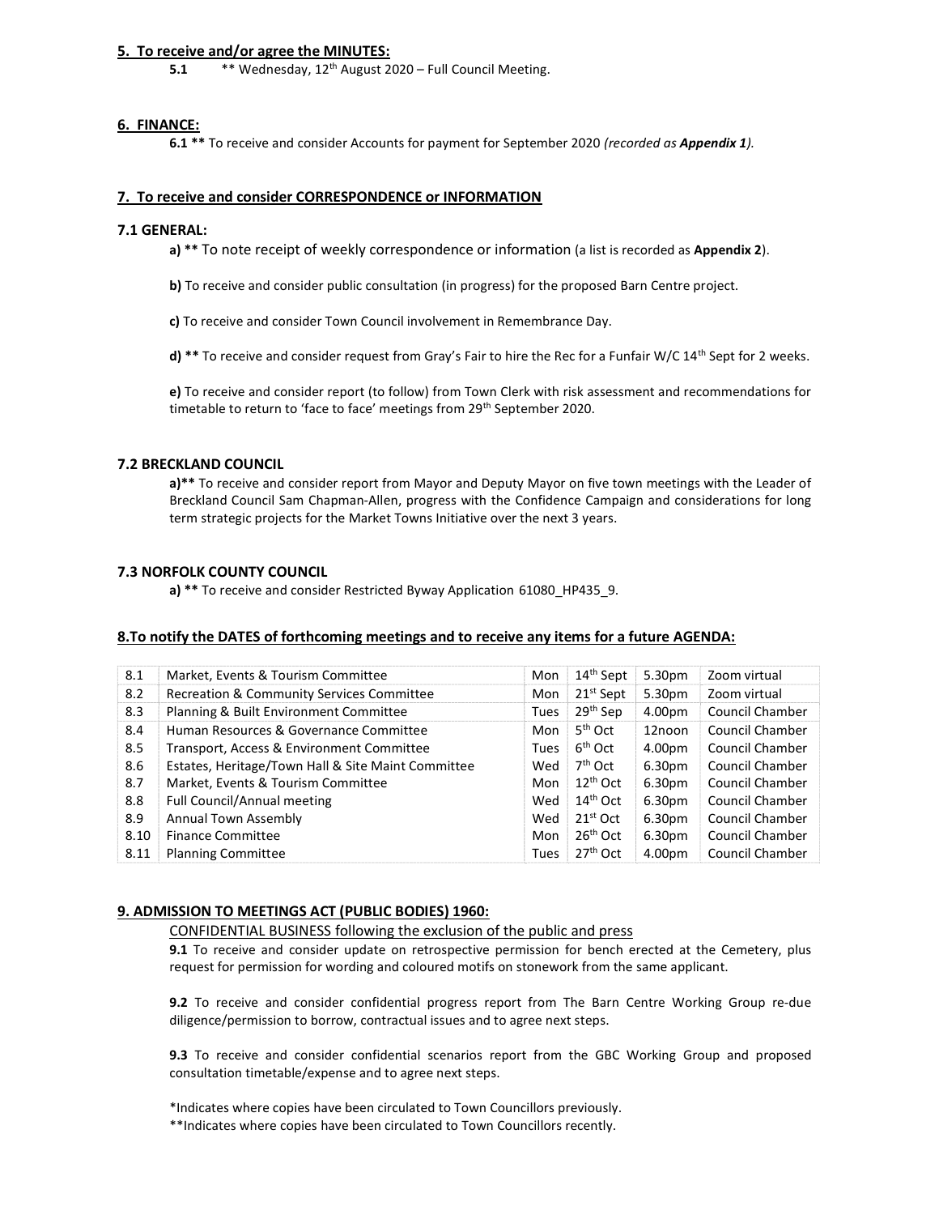## 5. To receive and/or agree the MINUTES:

**5.1** ** Wednesday, 12th August 2020 – Full Council Meeting.

## 6. FINANCE:

**6.1 **** To receive and consider Accounts for payment for September 2020 *(recorded as **Appendix 1**).*

## 7. To receive and consider CORRESPONDENCE or INFORMATION

### 7.1 GENERAL:

**a) **** To note receipt of weekly correspondence or information (a list is recorded as **Appendix 2**).

**b)** To receive and consider public consultation (in progress) for the proposed Barn Centre project.

**c)** To receive and consider Town Council involvement in Remembrance Day.

**d) **** To receive and consider request from Gray's Fair to hire the Rec for a Funfair W/C 14th Sept for 2 weeks.

**e)** To receive and consider report (to follow) from Town Clerk with risk assessment and recommendations for timetable to return to 'face to face' meetings from 29th September 2020.

### 7.2 BRECKLAND COUNCIL

**a)**** To receive and consider report from Mayor and Deputy Mayor on five town meetings with the Leader of Breckland Council Sam Chapman-Allen, progress with the Confidence Campaign and considerations for long term strategic projects for the Market Towns Initiative over the next 3 years.

### 7.3 NORFOLK COUNTY COUNCIL

**a) **** To receive and consider Restricted Byway Application 61080_HP435_9.

## 8.To notify the DATES of forthcoming meetings and to receive any items for a future AGENDA:

| | | | | | |
|---|---|---|---|---|---|
| 8.1 | Market, Events & Tourism Committee | Mon | 14th Sept | 5.30pm | Zoom virtual |
| 8.2 | Recreation & Community Services Committee | Mon | 21st Sept | 5.30pm | Zoom virtual |
| 8.3 | Planning & Built Environment Committee | Tues | 29th Sep | 4.00pm | Council Chamber |
| 8.4 | Human Resources & Governance Committee | Mon | 5th Oct | 12noon | Council Chamber |
| 8.5 | Transport, Access & Environment Committee | Tues | 6th Oct | 4.00pm | Council Chamber |
| 8.6 | Estates, Heritage/Town Hall & Site Maint Committee | Wed | 7th Oct | 6.30pm | Council Chamber |
| 8.7 | Market, Events & Tourism Committee | Mon | 12th Oct | 6.30pm | Council Chamber |
| 8.8 | Full Council/Annual meeting | Wed | 14th Oct | 6.30pm | Council Chamber |
| 8.9 | Annual Town Assembly | Wed | 21st Oct | 6.30pm | Council Chamber |
| 8.10 | Finance Committee | Mon | 26th Oct | 6.30pm | Council Chamber |
| 8.11 | Planning Committee | Tues | 27th Oct | 4.00pm | Council Chamber |

## 9. ADMISSION TO MEETINGS ACT (PUBLIC BODIES) 1960:

CONFIDENTIAL BUSINESS following the exclusion of the public and press

**9.1** To receive and consider update on retrospective permission for bench erected at the Cemetery, plus request for permission for wording and coloured motifs on stonework from the same applicant.

**9.2** To receive and consider confidential progress report from The Barn Centre Working Group re-due diligence/permission to borrow, contractual issues and to agree next steps.

**9.3** To receive and consider confidential scenarios report from the GBC Working Group and proposed consultation timetable/expense and to agree next steps.

*Indicates where copies have been circulated to Town Councillors previously.

**Indicates where copies have been circulated to Town Councillors recently.